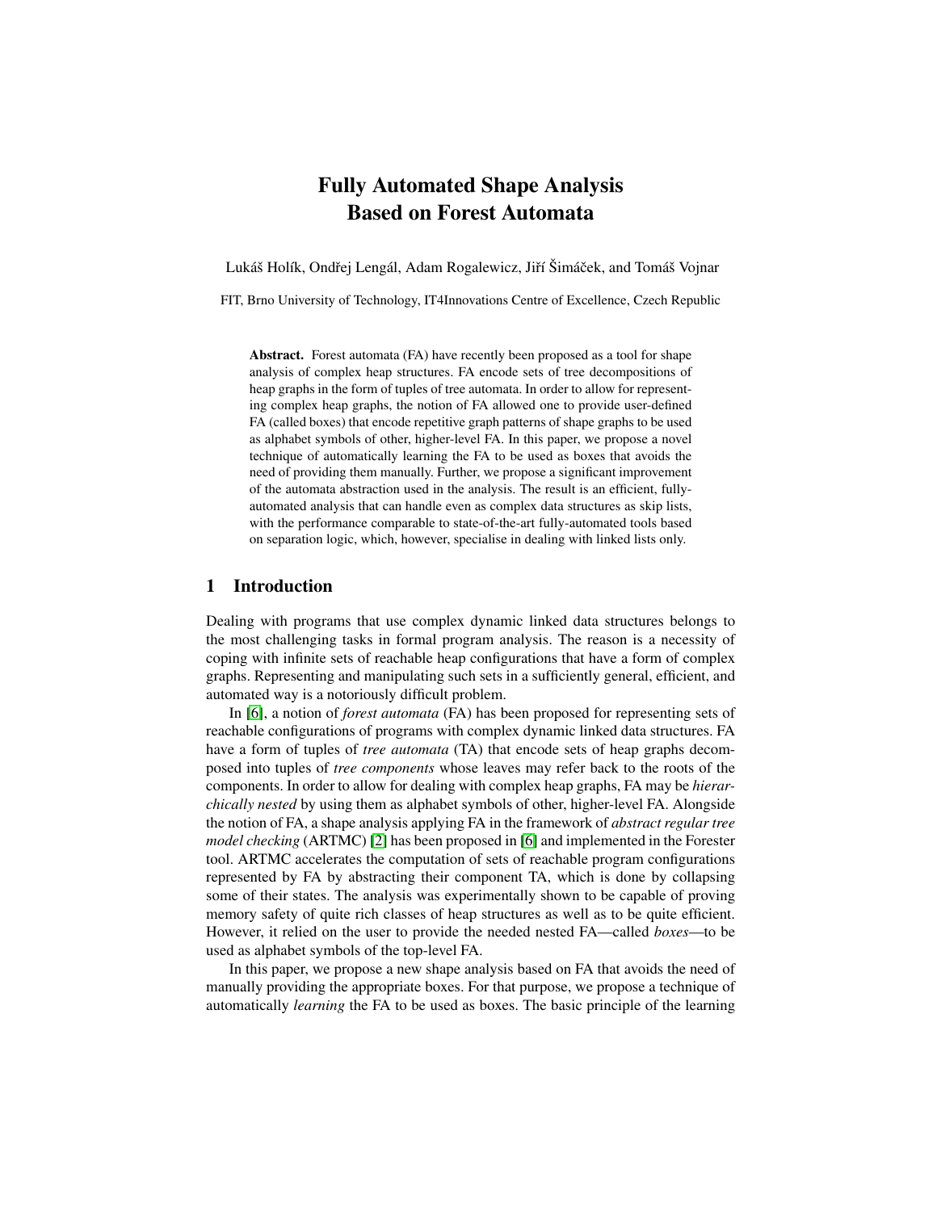# Fully Automated Shape Analysis Based on Forest Automata

Lukáš Holík, Ondřej Lengál, Adam Rogalewicz, Jiří Šimáček, and Tomáš Vojnar

FIT, Brno University of Technology, IT4Innovations Centre of Excellence, Czech Republic

**Abstract.** Forest automata (FA) have recently been proposed as a tool for shape analysis of complex heap structures. FA encode sets of tree decompositions of heap graphs in the form of tuples of tree automata. In order to allow for representing complex heap graphs, the notion of FA allowed one to provide user-defined FA (called boxes) that encode repetitive graph patterns of shape graphs to be used as alphabet symbols of other, higher-level FA. In this paper, we propose a novel technique of automatically learning the FA to be used as boxes that avoids the need of providing them manually. Further, we propose a significant improvement of the automata abstraction used in the analysis. The result is an efficient, fully-automated analysis that can handle even as complex data structures as skip lists, with the performance comparable to state-of-the-art fully-automated tools based on separation logic, which, however, specialise in dealing with linked lists only.

## 1 Introduction

Dealing with programs that use complex dynamic linked data structures belongs to the most challenging tasks in formal program analysis. The reason is a necessity of coping with infinite sets of reachable heap configurations that have a form of complex graphs. Representing and manipulating such sets in a sufficiently general, efficient, and automated way is a notoriously difficult problem.

In [6], a notion of *forest automata* (FA) has been proposed for representing sets of reachable configurations of programs with complex dynamic linked data structures. FA have a form of tuples of *tree automata* (TA) that encode sets of heap graphs decomposed into tuples of *tree components* whose leaves may refer back to the roots of the components. In order to allow for dealing with complex heap graphs, FA may be *hierarchically nested* by using them as alphabet symbols of other, higher-level FA. Alongside the notion of FA, a shape analysis applying FA in the framework of *abstract regular tree model checking* (ARTMC) [2] has been proposed in [6] and implemented in the Forester tool. ARTMC accelerates the computation of sets of reachable program configurations represented by FA by abstracting their component TA, which is done by collapsing some of their states. The analysis was experimentally shown to be capable of proving memory safety of quite rich classes of heap structures as well as to be quite efficient. However, it relied on the user to provide the needed nested FA—called *boxes*—to be used as alphabet symbols of the top-level FA.

In this paper, we propose a new shape analysis based on FA that avoids the need of manually providing the appropriate boxes. For that purpose, we propose a technique of automatically *learning* the FA to be used as boxes. The basic principle of the learning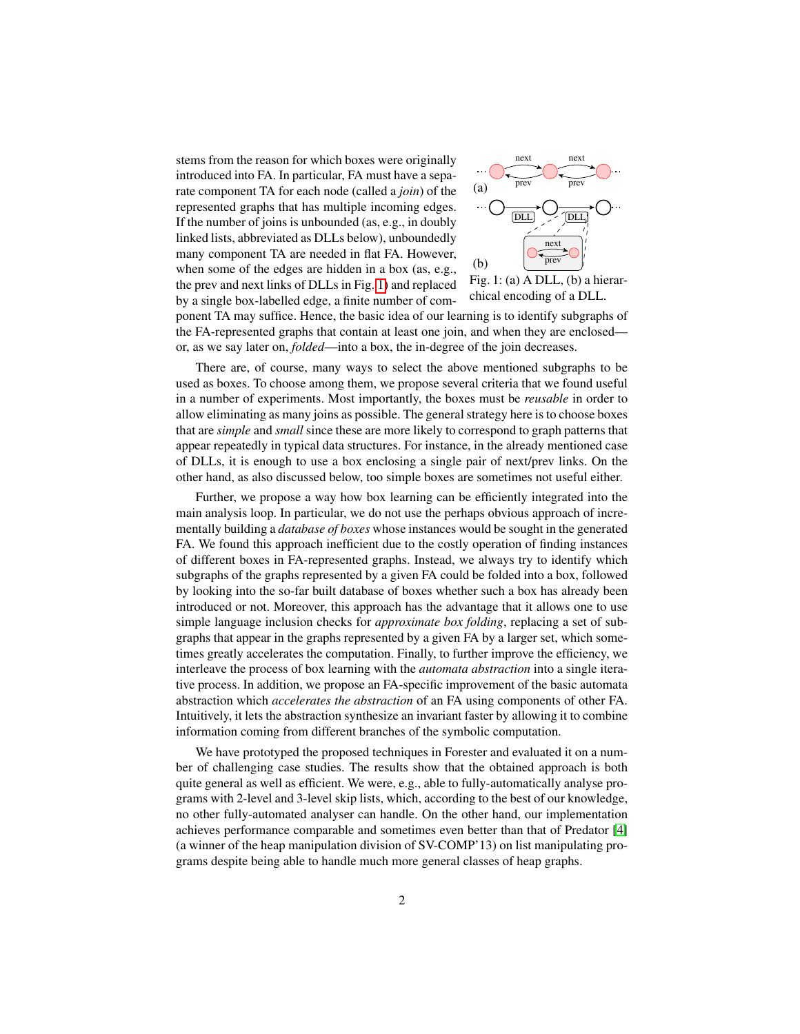stems from the reason for which boxes were originally introduced into FA. In particular, FA must have a separate component TA for each node (called a *join*) of the represented graphs that has multiple incoming edges. If the number of joins is unbounded (as, e.g., in doubly linked lists, abbreviated as DLLs below), unboundedly many component TA are needed in flat FA. However, when some of the edges are hidden in a box (as, e.g., the prev and next links of DLLs in Fig. 1) and replaced by a single box-labelled edge, a finite number of component TA may suffice. Hence, the basic idea of our learning is to identify subgraphs of the FA-represented graphs that contain at least one join, and when they are enclosed—or, as we say later on, *folded*—into a box, the in-degree of the join decreases.

(a)

next
next
prev
prev

(b)

DLL
DLL
next
prev

Fig. 1: (a) A DLL, (b) a hierarchical encoding of a DLL.

There are, of course, many ways to select the above mentioned subgraphs to be used as boxes. To choose among them, we propose several criteria that we found useful in a number of experiments. Most importantly, the boxes must be *reusable* in order to allow eliminating as many joins as possible. The general strategy here is to choose boxes that are *simple* and *small* since these are more likely to correspond to graph patterns that appear repeatedly in typical data structures. For instance, in the already mentioned case of DLLs, it is enough to use a box enclosing a single pair of next/prev links. On the other hand, as also discussed below, too simple boxes are sometimes not useful either.

Further, we propose a way how box learning can be efficiently integrated into the main analysis loop. In particular, we do not use the perhaps obvious approach of incrementally building a *database of boxes* whose instances would be sought in the generated FA. We found this approach inefficient due to the costly operation of finding instances of different boxes in FA-represented graphs. Instead, we always try to identify which subgraphs of the graphs represented by a given FA could be folded into a box, followed by looking into the so-far built database of boxes whether such a box has already been introduced or not. Moreover, this approach has the advantage that it allows one to use simple language inclusion checks for *approximate box folding*, replacing a set of subgraphs that appear in the graphs represented by a given FA by a larger set, which sometimes greatly accelerates the computation. Finally, to further improve the efficiency, we interleave the process of box learning with the *automata abstraction* into a single iterative process. In addition, we propose an FA-specific improvement of the basic automata abstraction which *accelerates the abstraction* of an FA using components of other FA. Intuitively, it lets the abstraction synthesize an invariant faster by allowing it to combine information coming from different branches of the symbolic computation.

We have prototyped the proposed techniques in Forester and evaluated it on a number of challenging case studies. The results show that the obtained approach is both quite general as well as efficient. We were, e.g., able to fully-automatically analyse programs with 2-level and 3-level skip lists, which, according to the best of our knowledge, no other fully-automated analyser can handle. On the other hand, our implementation achieves performance comparable and sometimes even better than that of Predator [4] (a winner of the heap manipulation division of SV-COMP'13) on list manipulating programs despite being able to handle much more general classes of heap graphs.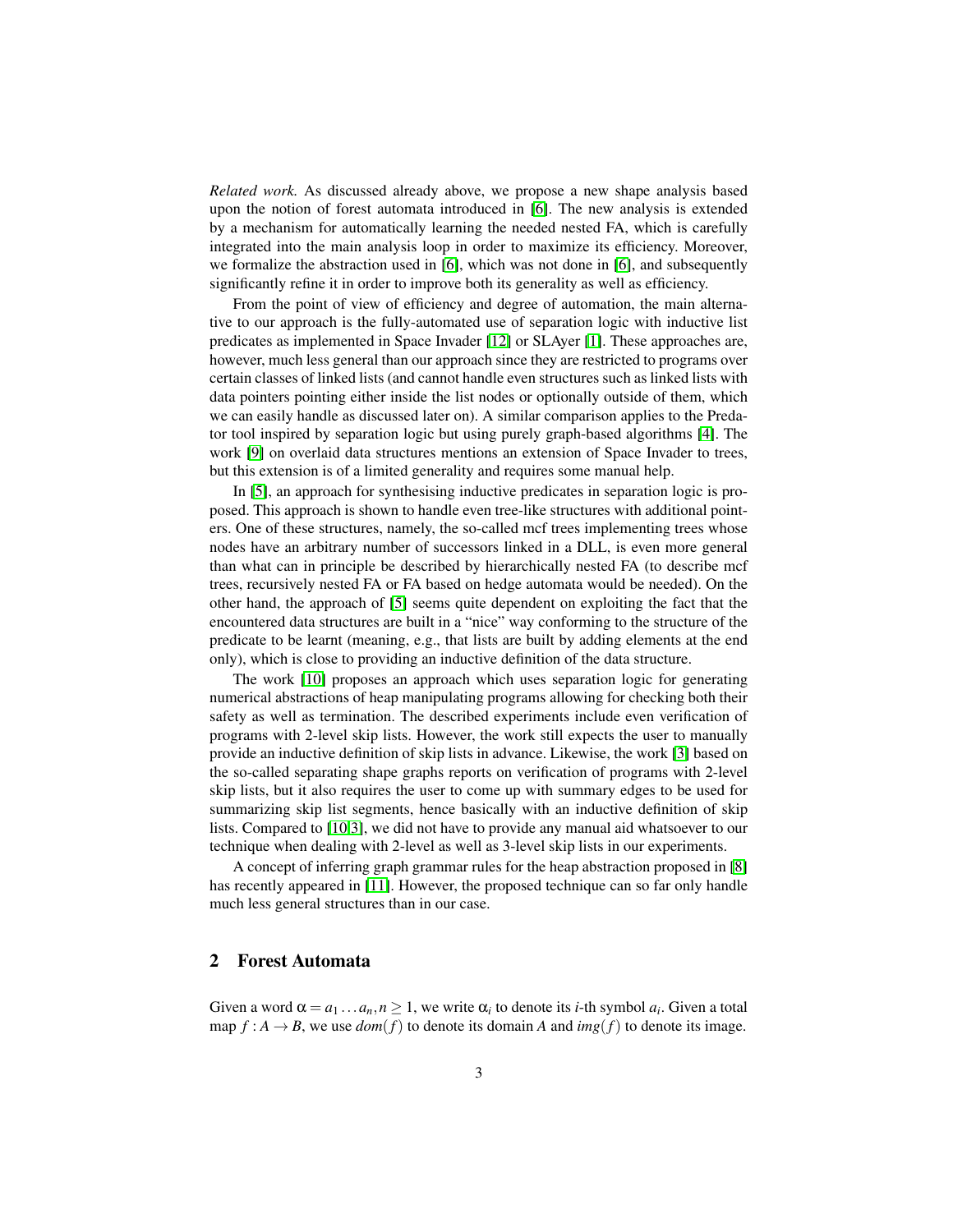*Related work.* As discussed already above, we propose a new shape analysis based upon the notion of forest automata introduced in [6]. The new analysis is extended by a mechanism for automatically learning the needed nested FA, which is carefully integrated into the main analysis loop in order to maximize its efficiency. Moreover, we formalize the abstraction used in [6], which was not done in [6], and subsequently significantly refine it in order to improve both its generality as well as efficiency.

From the point of view of efficiency and degree of automation, the main alternative to our approach is the fully-automated use of separation logic with inductive list predicates as implemented in Space Invader [12] or SLAyer [1]. These approaches are, however, much less general than our approach since they are restricted to programs over certain classes of linked lists (and cannot handle even structures such as linked lists with data pointers pointing either inside the list nodes or optionally outside of them, which we can easily handle as discussed later on). A similar comparison applies to the Predator tool inspired by separation logic but using purely graph-based algorithms [4]. The work [9] on overlaid data structures mentions an extension of Space Invader to trees, but this extension is of a limited generality and requires some manual help.

In [5], an approach for synthesising inductive predicates in separation logic is proposed. This approach is shown to handle even tree-like structures with additional pointers. One of these structures, namely, the so-called mcf trees implementing trees whose nodes have an arbitrary number of successors linked in a DLL, is even more general than what can in principle be described by hierarchically nested FA (to describe mcf trees, recursively nested FA or FA based on hedge automata would be needed). On the other hand, the approach of [5] seems quite dependent on exploiting the fact that the encountered data structures are built in a "nice" way conforming to the structure of the predicate to be learnt (meaning, e.g., that lists are built by adding elements at the end only), which is close to providing an inductive definition of the data structure.

The work [10] proposes an approach which uses separation logic for generating numerical abstractions of heap manipulating programs allowing for checking both their safety as well as termination. The described experiments include even verification of programs with 2-level skip lists. However, the work still expects the user to manually provide an inductive definition of skip lists in advance. Likewise, the work [3] based on the so-called separating shape graphs reports on verification of programs with 2-level skip lists, but it also requires the user to come up with summary edges to be used for summarizing skip list segments, hence basically with an inductive definition of skip lists. Compared to [10,3], we did not have to provide any manual aid whatsoever to our technique when dealing with 2-level as well as 3-level skip lists in our experiments.

A concept of inferring graph grammar rules for the heap abstraction proposed in [8] has recently appeared in [11]. However, the proposed technique can so far only handle much less general structures than in our case.

## 2 Forest Automata

Given a word $\alpha = a_1 \ldots a_n, n \geq 1$, we write $\alpha_i$ to denote its $i$-th symbol $a_i$. Given a total map $f : A \to B$, we use $dom(f)$ to denote its domain $A$ and $img(f)$ to denote its image.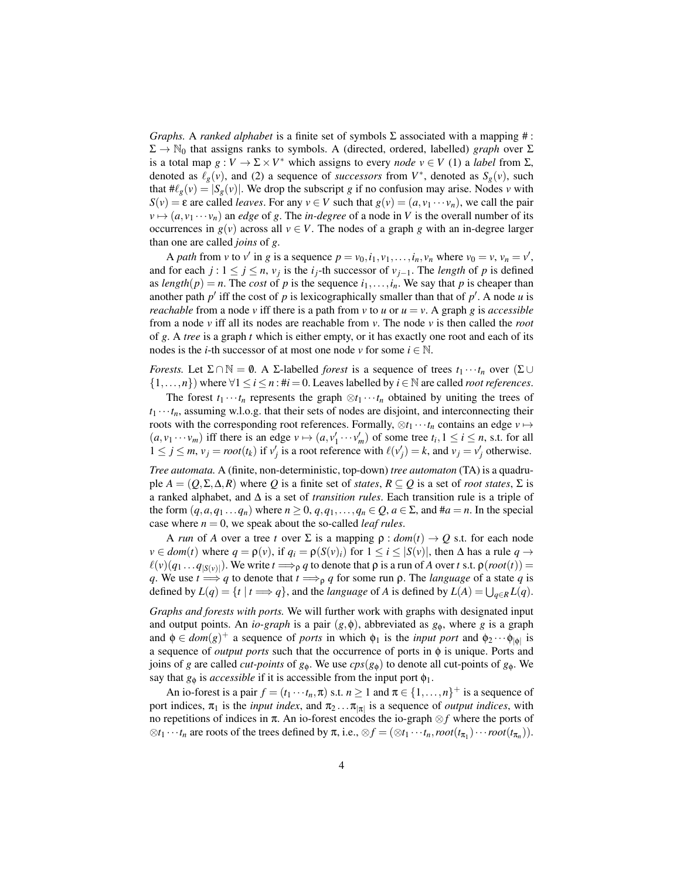*Graphs.* A *ranked alphabet* is a finite set of symbols $\Sigma$ associated with a mapping $\# : \Sigma \to \mathbb{N}_0$ that assigns ranks to symbols. A (directed, ordered, labelled) *graph* over $\Sigma$ is a total map $g : V \to \Sigma \times V^*$ which assigns to every *node* $v \in V$ (1) a *label* from $\Sigma$, denoted as $\ell_g(v)$, and (2) a sequence of *successors* from $V^*$, denoted as $S_g(v)$, such that $\#\ell_g(v) = |S_g(v)|$. We drop the subscript $g$ if no confusion may arise. Nodes $v$ with $S(v) = \varepsilon$ are called *leaves*. For any $v \in V$ such that $g(v) = (a, v_1 \cdots v_n)$, we call the pair $v \mapsto (a, v_1 \cdots v_n)$ an *edge* of $g$. The *in-degree* of a node in $V$ is the overall number of its occurrences in $g(v)$ across all $v \in V$. The nodes of a graph $g$ with an in-degree larger than one are called *joins* of $g$.

A *path* from $v$ to $v'$ in $g$ is a sequence $p = v_0, i_1, v_1, \ldots, i_n, v_n$ where $v_0 = v$, $v_n = v'$, and for each $j : 1 \leq j \leq n$, $v_j$ is the $i_j$-th successor of $v_{j-1}$. The *length* of $p$ is defined as $length(p) = n$. The *cost* of $p$ is the sequence $i_1, \ldots, i_n$. We say that $p$ is cheaper than another path $p'$ iff the cost of $p$ is lexicographically smaller than that of $p'$. A node $u$ is *reachable* from a node $v$ iff there is a path from $v$ to $u$ or $u = v$. A graph $g$ is *accessible* from a node $v$ iff all its nodes are reachable from $v$. The node $v$ is then called the *root* of $g$. A *tree* is a graph $t$ which is either empty, or it has exactly one root and each of its nodes is the $i$-th successor of at most one node $v$ for some $i \in \mathbb{N}$.

*Forests.* Let $\Sigma \cap \mathbb{N} = \emptyset$. A $\Sigma$-labelled *forest* is a sequence of trees $t_1 \cdots t_n$ over $(\Sigma \cup \{1, \ldots, n\})$ where $\forall 1 \leq i \leq n : \#i = 0$. Leaves labelled by $i \in \mathbb{N}$ are called *root references*.

The forest $t_1 \cdots t_n$ represents the graph $\otimes t_1 \cdots t_n$ obtained by uniting the trees of $t_1 \cdots t_n$, assuming w.l.o.g. that their sets of nodes are disjoint, and interconnecting their roots with the corresponding root references. Formally, $\otimes t_1 \cdots t_n$ contains an edge $v \mapsto (a, v_1 \cdots v_m)$ iff there is an edge $v \mapsto (a, v'_1 \cdots v'_m)$ of some tree $t_i, 1 \leq i \leq n$, s.t. for all $1 \leq j \leq m$, $v_j = root(t_k)$ if $v'_j$ is a root reference with $\ell(v'_j) = k$, and $v_j = v'_j$ otherwise.

*Tree automata.* A (finite, non-deterministic, top-down) *tree automaton* (TA) is a quadruple $A = (Q, \Sigma, \Delta, R)$ where $Q$ is a finite set of *states*, $R \subseteq Q$ is a set of *root states*, $\Sigma$ is a ranked alphabet, and $\Delta$ is a set of *transition rules*. Each transition rule is a triple of the form $(q, a, q_1 \ldots q_n)$ where $n \geq 0$, $q, q_1, \ldots, q_n \in Q$, $a \in \Sigma$, and $\#a = n$. In the special case where $n = 0$, we speak about the so-called *leaf rules*.

A *run* of $A$ over a tree $t$ over $\Sigma$ is a mapping $\rho : dom(t) \to Q$ s.t. for each node $v \in dom(t)$ where $q = \rho(v)$, if $q_i = \rho(S(v)_i)$ for $1 \leq i \leq |S(v)|$, then $\Delta$ has a rule $q \to \ell(v)(q_1 \ldots q_{|S(v)|})$. We write $t \Longrightarrow_\rho q$ to denote that $\rho$ is a run of $A$ over $t$ s.t. $\rho(root(t)) = q$. We use $t \Longrightarrow q$ to denote that $t \Longrightarrow_\rho q$ for some run $\rho$. The *language* of a state $q$ is defined by $L(q) = \{t \mid t \Longrightarrow q\}$, and the *language* of $A$ is defined by $L(A) = \bigcup_{q \in R} L(q)$.

*Graphs and forests with ports.* We will further work with graphs with designated input and output points. An *io-graph* is a pair $(g, \phi)$, abbreviated as $g_\phi$, where $g$ is a graph and $\phi \in dom(g)^+$ a sequence of *ports* in which $\phi_1$ is the *input port* and $\phi_2 \cdots \phi_{|\phi|}$ is a sequence of *output ports* such that the occurrence of ports in $\phi$ is unique. Ports and joins of $g$ are called *cut-points* of $g_\phi$. We use $cps(g_\phi)$ to denote all cut-points of $g_\phi$. We say that $g_\phi$ is *accessible* if it is accessible from the input port $\phi_1$.

An io-forest is a pair $f = (t_1 \cdots t_n, \pi)$ s.t. $n \geq 1$ and $\pi \in \{1, \ldots, n\}^+$ is a sequence of port indices, $\pi_1$ is the *input index*, and $\pi_2 \ldots \pi_{|\pi|}$ is a sequence of *output indices*, with no repetitions of indices in $\pi$. An io-forest encodes the io-graph $\otimes f$ where the ports of $\otimes t_1 \cdots t_n$ are roots of the trees defined by $\pi$, i.e., $\otimes f = (\otimes t_1 \cdots t_n, root(t_{\pi_1}) \cdots root(t_{\pi_n}))$.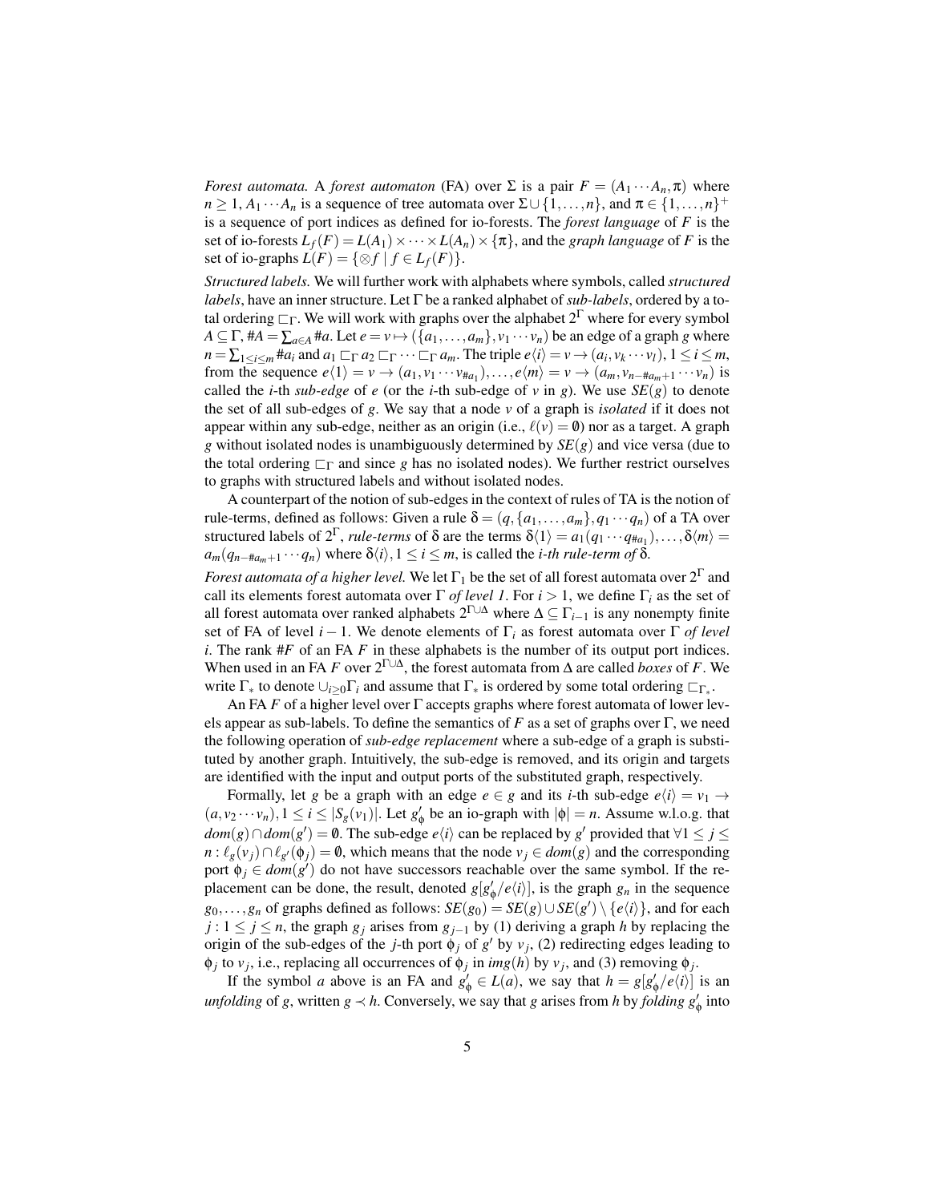*Forest automata.* A *forest automaton* (FA) over $\Sigma$ is a pair $F = (A_1 \cdots A_n, \pi)$ where $n \geq 1$, $A_1 \cdots A_n$ is a sequence of tree automata over $\Sigma \cup \{1,\ldots,n\}$, and $\pi \in \{1,\ldots,n\}^+$ is a sequence of port indices as defined for io-forests. The *forest language* of $F$ is the set of io-forests $L_f(F) = L(A_1) \times \cdots \times L(A_n) \times \{\pi\}$, and the *graph language* of $F$ is the set of io-graphs $L(F) = \{\otimes f \mid f \in L_f(F)\}$.

*Structured labels.* We will further work with alphabets where symbols, called *structured labels*, have an inner structure. Let $\Gamma$ be a ranked alphabet of *sub-labels*, ordered by a total ordering $\sqsubset_\Gamma$. We will work with graphs over the alphabet $2^\Gamma$ where for every symbol $A \subseteq \Gamma$, $\#A = \sum_{a \in A} \#a$. Let $e = v \mapsto (\{a_1,\ldots,a_m\}, v_1 \cdots v_n)$ be an edge of a graph $g$ where $n = \sum_{1 \leq i \leq m} \#a_i$ and $a_1 \sqsubset_\Gamma a_2 \sqsubset_\Gamma \cdots \sqsubset_\Gamma a_m$. The triple $e\langle i \rangle = v \to (a_i, v_k \cdots v_l)$, $1 \leq i \leq m$, from the sequence $e\langle 1 \rangle = v \to (a_1, v_1 \cdots v_{\#a_1}), \ldots, e\langle m \rangle = v \to (a_m, v_{n-\#a_m+1} \cdots v_n)$ is called the $i$-th *sub-edge* of $e$ (or the $i$-th sub-edge of $v$ in $g$). We use $SE(g)$ to denote the set of all sub-edges of $g$. We say that a node $v$ of a graph is *isolated* if it does not appear within any sub-edge, neither as an origin (i.e., $\ell(v) = \emptyset$) nor as a target. A graph $g$ without isolated nodes is unambiguously determined by $SE(g)$ and vice versa (due to the total ordering $\sqsubset_\Gamma$ and since $g$ has no isolated nodes). We further restrict ourselves to graphs with structured labels and without isolated nodes.

A counterpart of the notion of sub-edges in the context of rules of TA is the notion of rule-terms, defined as follows: Given a rule $\delta = (q, \{a_1,\ldots,a_m\}, q_1 \cdots q_n)$ of a TA over structured labels of $2^\Gamma$, *rule-terms* of $\delta$ are the terms $\delta\langle 1 \rangle = a_1(q_1 \cdots q_{\#a_1}), \ldots, \delta\langle m \rangle = a_m(q_{n-\#a_m+1} \cdots q_n)$ where $\delta\langle i \rangle, 1 \leq i \leq m$, is called the *$i$-th rule-term of* $\delta$.

*Forest automata of a higher level.* We let $\Gamma_1$ be the set of all forest automata over $2^\Gamma$ and call its elements forest automata over $\Gamma$ *of level 1*. For $i > 1$, we define $\Gamma_i$ as the set of all forest automata over ranked alphabets $2^{\Gamma \cup \Delta}$ where $\Delta \subseteq \Gamma_{i-1}$ is any nonempty finite set of FA of level $i-1$. We denote elements of $\Gamma_i$ as forest automata over $\Gamma$ *of level $i$*. The rank $\#F$ of an FA $F$ in these alphabets is the number of its output port indices. When used in an FA $F$ over $2^{\Gamma \cup \Delta}$, the forest automata from $\Delta$ are called *boxes* of $F$. We write $\Gamma_*$ to denote $\cup_{i \geq 0} \Gamma_i$ and assume that $\Gamma_*$ is ordered by some total ordering $\sqsubset_{\Gamma_*}$.

An FA $F$ of a higher level over $\Gamma$ accepts graphs where forest automata of lower levels appear as sub-labels. To define the semantics of $F$ as a set of graphs over $\Gamma$, we need the following operation of *sub-edge replacement* where a sub-edge of a graph is substituted by another graph. Intuitively, the sub-edge is removed, and its origin and targets are identified with the input and output ports of the substituted graph, respectively.

Formally, let $g$ be a graph with an edge $e \in g$ and its $i$-th sub-edge $e\langle i \rangle = v_1 \to (a, v_2 \cdots v_n)$, $1 \leq i \leq |S_g(v_1)|$. Let $g'_\phi$ be an io-graph with $|\phi| = n$. Assume w.l.o.g. that $dom(g) \cap dom(g') = \emptyset$. The sub-edge $e\langle i \rangle$ can be replaced by $g'$ provided that $\forall 1 \leq j \leq n : \ell_g(v_j) \cap \ell_{g'}(\phi_j) = \emptyset$, which means that the node $v_j \in dom(g)$ and the corresponding port $\phi_j \in dom(g')$ do not have successors reachable over the same symbol. If the replacement can be done, the result, denoted $g[g'_\phi / e\langle i \rangle]$, is the graph $g_n$ in the sequence $g_0, \ldots, g_n$ of graphs defined as follows: $SE(g_0) = SE(g) \cup SE(g') \setminus \{e\langle i \rangle\}$, and for each $j : 1 \leq j \leq n$, the graph $g_j$ arises from $g_{j-1}$ by (1) deriving a graph $h$ by replacing the origin of the sub-edges of the $j$-th port $\phi_j$ of $g'$ by $v_j$, (2) redirecting edges leading to $\phi_j$ to $v_j$, i.e., replacing all occurrences of $\phi_j$ in $img(h)$ by $v_j$, and (3) removing $\phi_j$.

If the symbol $a$ above is an FA and $g'_\phi \in L(a)$, we say that $h = g[g'_\phi / e\langle i \rangle]$ is an *unfolding* of $g$, written $g \prec h$. Conversely, we say that $g$ arises from $h$ by *folding* $g'_\phi$ into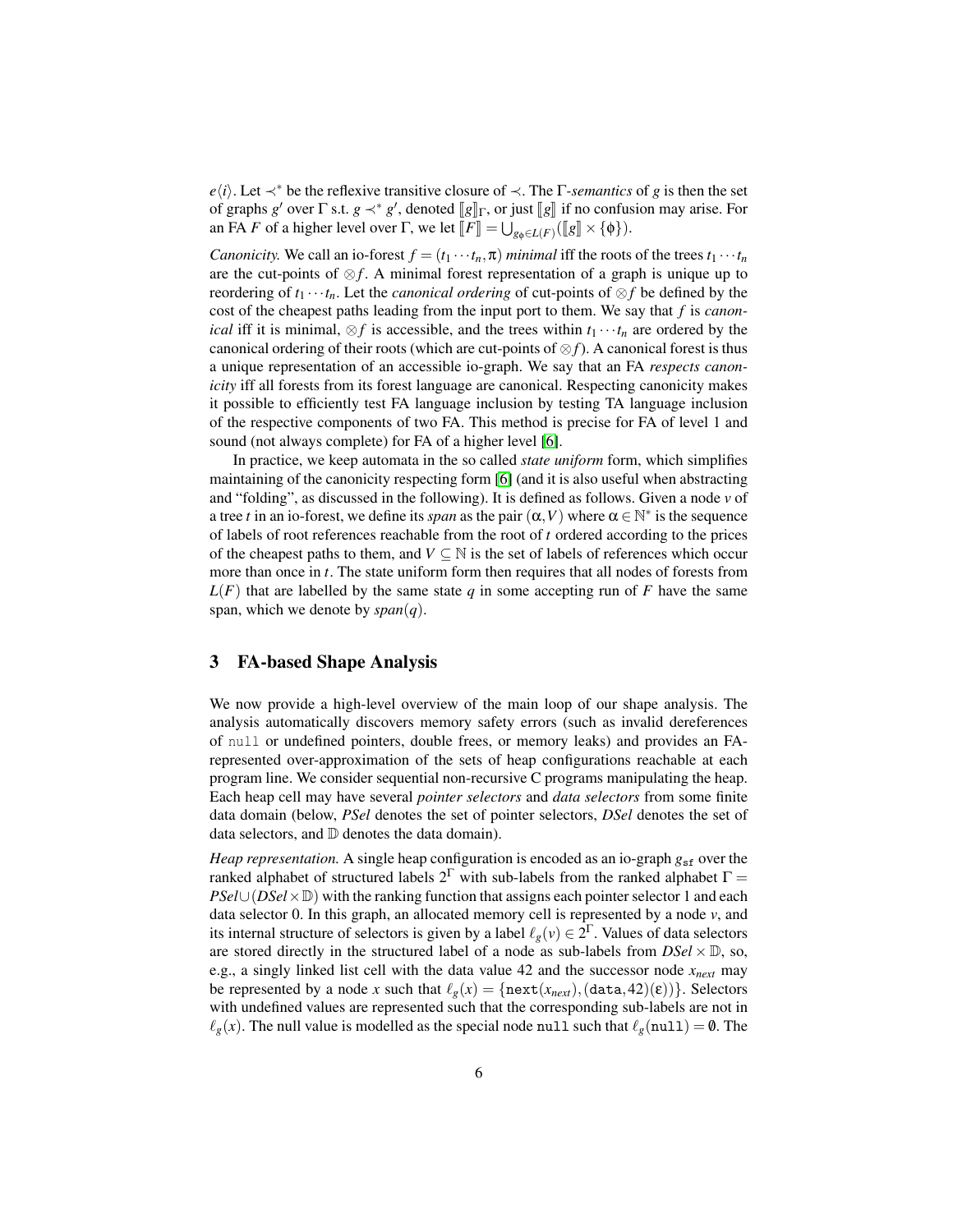$e\langle i\rangle$. Let $\prec^*$ be the reflexive transitive closure of $\prec$. The $\Gamma$-*semantics* of $g$ is then the set of graphs $g'$ over $\Gamma$ s.t. $g \prec^* g'$, denoted $[\![g]\!]_\Gamma$, or just $[\![g]\!]$ if no confusion may arise. For an FA $F$ of a higher level over $\Gamma$, we let $[\![F]\!] = \bigcup_{g_\phi \in L(F)}([\![g]\!] \times \{\phi\})$.

*Canonicity.* We call an io-forest $f = (t_1 \cdots t_n, \pi)$ *minimal* iff the roots of the trees $t_1 \cdots t_n$ are the cut-points of $\otimes f$. A minimal forest representation of a graph is unique up to reordering of $t_1 \cdots t_n$. Let the *canonical ordering* of cut-points of $\otimes f$ be defined by the cost of the cheapest paths leading from the input port to them. We say that $f$ is *canonical* iff it is minimal, $\otimes f$ is accessible, and the trees within $t_1 \cdots t_n$ are ordered by the canonical ordering of their roots (which are cut-points of $\otimes f$). A canonical forest is thus a unique representation of an accessible io-graph. We say that an FA *respects canonicity* iff all forests from its forest language are canonical. Respecting canonicity makes it possible to efficiently test FA language inclusion by testing TA language inclusion of the respective components of two FA. This method is precise for FA of level 1 and sound (not always complete) for FA of a higher level [6].

In practice, we keep automata in the so called *state uniform* form, which simplifies maintaining of the canonicity respecting form [6] (and it is also useful when abstracting and "folding", as discussed in the following). It is defined as follows. Given a node $v$ of a tree $t$ in an io-forest, we define its *span* as the pair $(\alpha, V)$ where $\alpha \in \mathbb{N}^*$ is the sequence of labels of root references reachable from the root of $t$ ordered according to the prices of the cheapest paths to them, and $V \subseteq \mathbb{N}$ is the set of labels of references which occur more than once in $t$. The state uniform form then requires that all nodes of forests from $L(F)$ that are labelled by the same state $q$ in some accepting run of $F$ have the same span, which we denote by *span*$(q)$.

## 3 FA-based Shape Analysis

We now provide a high-level overview of the main loop of our shape analysis. The analysis automatically discovers memory safety errors (such as invalid dereferences of `null` or undefined pointers, double frees, or memory leaks) and provides an FA-represented over-approximation of the sets of heap configurations reachable at each program line. We consider sequential non-recursive C programs manipulating the heap. Each heap cell may have several *pointer selectors* and *data selectors* from some finite data domain (below, *PSel* denotes the set of pointer selectors, *DSel* denotes the set of data selectors, and $\mathbb{D}$ denotes the data domain).

*Heap representation.* A single heap configuration is encoded as an io-graph $g_{\mathtt{sf}}$ over the ranked alphabet of structured labels $2^\Gamma$ with sub-labels from the ranked alphabet $\Gamma = PSel \cup (DSel \times \mathbb{D})$ with the ranking function that assigns each pointer selector 1 and each data selector 0. In this graph, an allocated memory cell is represented by a node $v$, and its internal structure of selectors is given by a label $\ell_g(v) \in 2^\Gamma$. Values of data selectors are stored directly in the structured label of a node as sub-labels from $DSel \times \mathbb{D}$, so, e.g., a singly linked list cell with the data value 42 and the successor node $x_{next}$ may be represented by a node $x$ such that $\ell_g(x) = \{\mathtt{next}(x_{next}), (\mathtt{data}, 42)(\varepsilon)\}$. Selectors with undefined values are represented such that the corresponding sub-labels are not in $\ell_g(x)$. The null value is modelled as the special node `null` such that $\ell_g(\mathtt{null}) = \emptyset$. The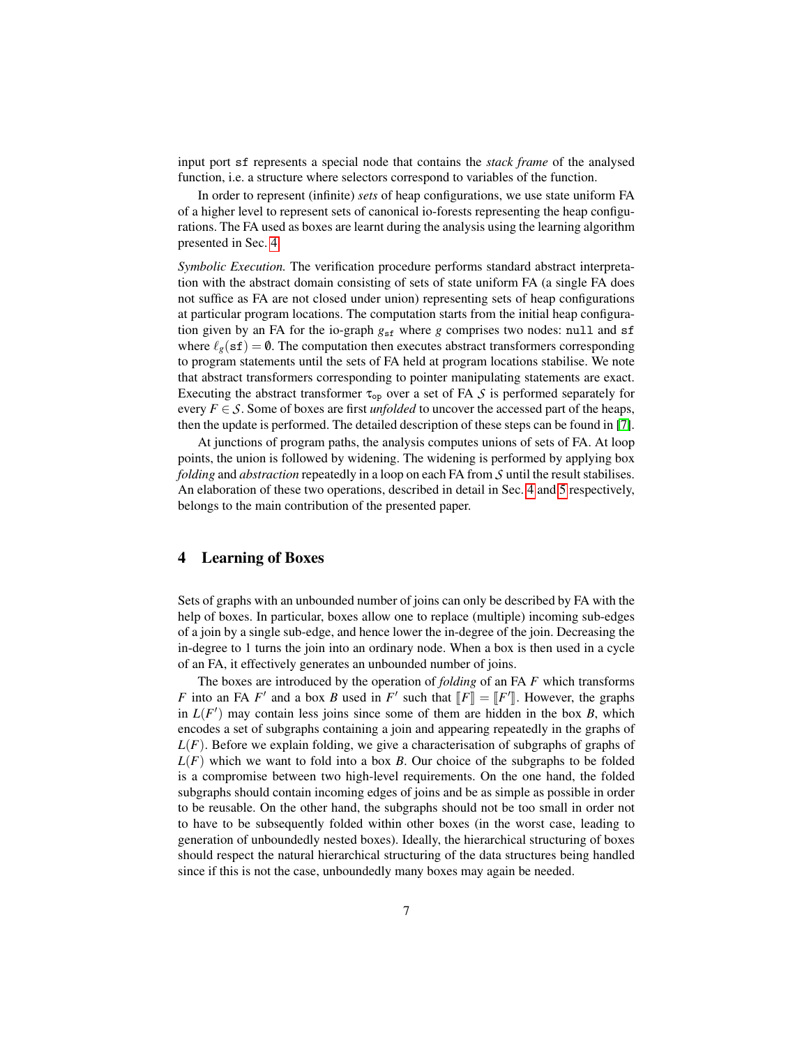input port sf represents a special node that contains the *stack frame* of the analysed function, i.e. a structure where selectors correspond to variables of the function.

In order to represent (infinite) *sets* of heap configurations, we use state uniform FA of a higher level to represent sets of canonical io-forests representing the heap configurations. The FA used as boxes are learnt during the analysis using the learning algorithm presented in Sec. 4.

*Symbolic Execution.* The verification procedure performs standard abstract interpretation with the abstract domain consisting of sets of state uniform FA (a single FA does not suffice as FA are not closed under union) representing sets of heap configurations at particular program locations. The computation starts from the initial heap configuration given by an FA for the io-graph $g_{\mathtt{sf}}$ where $g$ comprises two nodes: null and sf where $\ell_g(\mathtt{sf}) = \emptyset$. The computation then executes abstract transformers corresponding to program statements until the sets of FA held at program locations stabilise. We note that abstract transformers corresponding to pointer manipulating statements are exact. Executing the abstract transformer $\tau_{\mathtt{op}}$ over a set of FA $\mathcal{S}$ is performed separately for every $F \in \mathcal{S}$. Some of boxes are first *unfolded* to uncover the accessed part of the heaps, then the update is performed. The detailed description of these steps can be found in [7].

At junctions of program paths, the analysis computes unions of sets of FA. At loop points, the union is followed by widening. The widening is performed by applying box *folding* and *abstraction* repeatedly in a loop on each FA from $\mathcal{S}$ until the result stabilises. An elaboration of these two operations, described in detail in Sec. 4 and 5 respectively, belongs to the main contribution of the presented paper.

## 4 Learning of Boxes

Sets of graphs with an unbounded number of joins can only be described by FA with the help of boxes. In particular, boxes allow one to replace (multiple) incoming sub-edges of a join by a single sub-edge, and hence lower the in-degree of the join. Decreasing the in-degree to 1 turns the join into an ordinary node. When a box is then used in a cycle of an FA, it effectively generates an unbounded number of joins.

The boxes are introduced by the operation of *folding* of an FA $F$ which transforms $F$ into an FA $F'$ and a box $B$ used in $F'$ such that $[\![F]\!] = [\![F']\!]$. However, the graphs in $L(F')$ may contain less joins since some of them are hidden in the box $B$, which encodes a set of subgraphs containing a join and appearing repeatedly in the graphs of $L(F)$. Before we explain folding, we give a characterisation of subgraphs of graphs of $L(F)$ which we want to fold into a box $B$. Our choice of the subgraphs to be folded is a compromise between two high-level requirements. On the one hand, the folded subgraphs should contain incoming edges of joins and be as simple as possible in order to be reusable. On the other hand, the subgraphs should not be too small in order not to have to be subsequently folded within other boxes (in the worst case, leading to generation of unboundedly nested boxes). Ideally, the hierarchical structuring of boxes should respect the natural hierarchical structuring of the data structures being handled since if this is not the case, unboundedly many boxes may again be needed.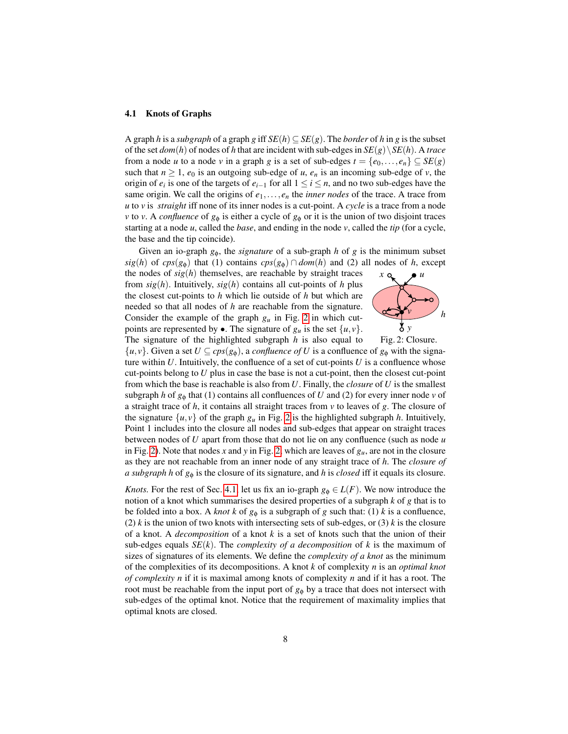### 4.1 Knots of Graphs

A graph $h$ is a *subgraph* of a graph $g$ iff $SE(h) \subseteq SE(g)$. The *border* of $h$ in $g$ is the subset of the set $dom(h)$ of nodes of $h$ that are incident with sub-edges in $SE(g) \setminus SE(h)$. A *trace* from a node $u$ to a node $v$ in a graph $g$ is a set of sub-edges $t = \{e_0, \dots, e_n\} \subseteq SE(g)$ such that $n \geq 1$, $e_0$ is an outgoing sub-edge of $u$, $e_n$ is an incoming sub-edge of $v$, the origin of $e_i$ is one of the targets of $e_{i-1}$ for all $1 \leq i \leq n$, and no two sub-edges have the same origin. We call the origins of $e_1, \dots, e_n$ the *inner nodes* of the trace. A trace from $u$ to $v$ is *straight* iff none of its inner nodes is a cut-point. A *cycle* is a trace from a node $v$ to $v$. A *confluence* of $g_\phi$ is either a cycle of $g_\phi$ or it is the union of two disjoint traces starting at a node $u$, called the *base*, and ending in the node $v$, called the *tip* (for a cycle, the base and the tip coincide).

Given an io-graph $g_\phi$, the *signature* of a sub-graph $h$ of $g$ is the minimum subset $sig(h)$ of $cps(g_\phi)$ that (1) contains $cps(g_\phi) \cap dom(h)$ and (2) all nodes of $h$, except the nodes of $sig(h)$ themselves, are reachable by straight traces from $sig(h)$. Intuitively, $sig(h)$ contains all cut-points of $h$ plus the closest cut-points to $h$ which lie outside of $h$ but which are needed so that all nodes of $h$ are reachable from the signature. Consider the example of the graph $g_u$ in Fig. 2 in which cut-points are represented by $\bullet$. The signature of $g_u$ is the set $\{u, v\}$. The signature of the highlighted subgraph $h$ is also equal to $\{u, v\}$. Given a set $U \subseteq cps(g_\phi)$, a *confluence of* $U$ is a confluence of $g_\phi$ with the signature within $U$. Intuitively, the confluence of a set of cut-points $U$ is a confluence whose cut-points belong to $U$ plus in case the base is not a cut-point, then the closest cut-point from which the base is reachable is also from $U$. Finally, the *closure* of $U$ is the smallest subgraph $h$ of $g_\phi$ that (1) contains all confluences of $U$ and (2) for every inner node $v$ of a straight trace of $h$, it contains all straight traces from $v$ to leaves of $g$. The closure of the signature $\{u, v\}$ of the graph $g_u$ in Fig. 2 is the highlighted subgraph $h$. Intuitively, Point 1 includes into the closure all nodes and sub-edges that appear on straight traces between nodes of $U$ apart from those that do not lie on any confluence (such as node $u$ in Fig. 2). Note that nodes $x$ and $y$ in Fig. 2, which are leaves of $g_u$, are not in the closure as they are not reachable from an inner node of any straight trace of $h$. The *closure of a subgraph* $h$ of $g_\phi$ is the closure of its signature, and $h$ is *closed* iff it equals its closure.

Fig. 2: Closure.

*Knots.* For the rest of Sec. 4.1 let us fix an io-graph $g_\phi \in L(F)$. We now introduce the notion of a knot which summarises the desired properties of a subgraph $k$ of $g$ that is to be folded into a box. A *knot* $k$ of $g_\phi$ is a subgraph of $g$ such that: (1) $k$ is a confluence, (2) $k$ is the union of two knots with intersecting sets of sub-edges, or (3) $k$ is the closure of a knot. A *decomposition* of a knot $k$ is a set of knots such that the union of their sub-edges equals $SE(k)$. The *complexity of a decomposition* of $k$ is the maximum of sizes of signatures of its elements. We define the *complexity of a knot* as the minimum of the complexities of its decompositions. A knot $k$ of complexity $n$ is an *optimal knot of complexity* $n$ if it is maximal among knots of complexity $n$ and if it has a root. The root must be reachable from the input port of $g_\phi$ by a trace that does not intersect with sub-edges of the optimal knot. Notice that the requirement of maximality implies that optimal knots are closed.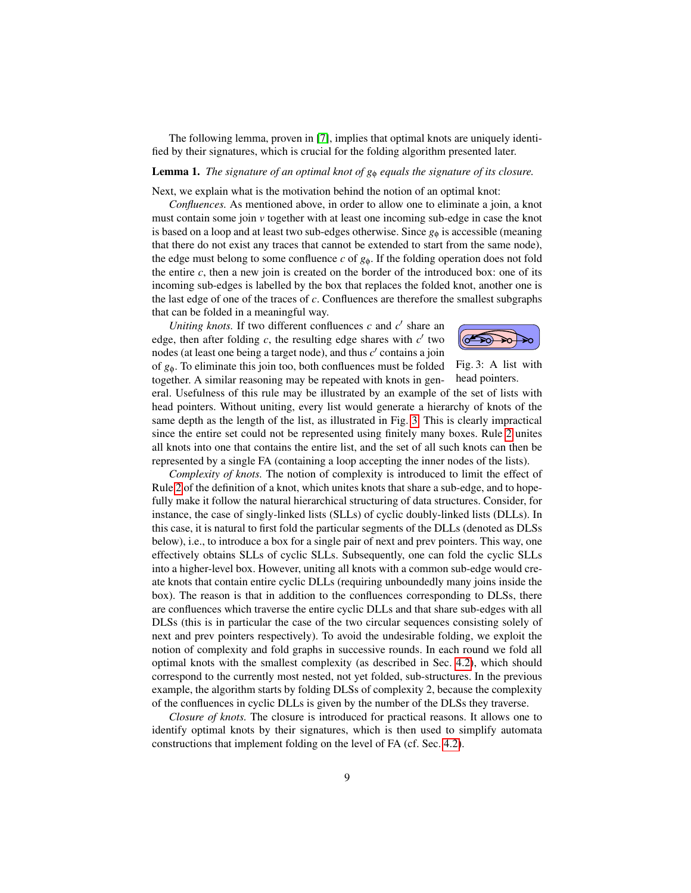The following lemma, proven in [7], implies that optimal knots are uniquely identified by their signatures, which is crucial for the folding algorithm presented later.

**Lemma 1.** *The signature of an optimal knot of $g_\phi$ equals the signature of its closure.*

Next, we explain what is the motivation behind the notion of an optimal knot:

*Confluences.* As mentioned above, in order to allow one to eliminate a join, a knot must contain some join $v$ together with at least one incoming sub-edge in case the knot is based on a loop and at least two sub-edges otherwise. Since $g_\phi$ is accessible (meaning that there do not exist any traces that cannot be extended to start from the same node), the edge must belong to some confluence $c$ of $g_\phi$. If the folding operation does not fold the entire $c$, then a new join is created on the border of the introduced box: one of its incoming sub-edges is labelled by the box that replaces the folded knot, another one is the last edge of one of the traces of $c$. Confluences are therefore the smallest subgraphs that can be folded in a meaningful way.

*Uniting knots.* If two different confluences $c$ and $c'$ share an edge, then after folding $c$, the resulting edge shares with $c'$ two nodes (at least one being a target node), and thus $c'$ contains a join of $g_\phi$. To eliminate this join too, both confluences must be folded together. A similar reasoning may be repeated with knots in general. Usefulness of this rule may be illustrated by an example of the set of lists with head pointers. Without uniting, every list would generate a hierarchy of knots of the same depth as the length of the list, as illustrated in Fig. 3. This is clearly impractical since the entire set could not be represented using finitely many boxes. Rule 2 unites all knots into one that contains the entire list, and the set of all such knots can then be represented by a single FA (containing a loop accepting the inner nodes of the lists).

Fig. 3: A list with head pointers.

*Complexity of knots.* The notion of complexity is introduced to limit the effect of Rule 2 of the definition of a knot, which unites knots that share a sub-edge, and to hopefully make it follow the natural hierarchical structuring of data structures. Consider, for instance, the case of singly-linked lists (SLLs) of cyclic doubly-linked lists (DLLs). In this case, it is natural to first fold the particular segments of the DLLs (denoted as DLSs below), i.e., to introduce a box for a single pair of next and prev pointers. This way, one effectively obtains SLLs of cyclic SLLs. Subsequently, one can fold the cyclic SLLs into a higher-level box. However, uniting all knots with a common sub-edge would create knots that contain entire cyclic DLLs (requiring unboundedly many joins inside the box). The reason is that in addition to the confluences corresponding to DLSs, there are confluences which traverse the entire cyclic DLLs and that share sub-edges with all DLSs (this is in particular the case of the two circular sequences consisting solely of next and prev pointers respectively). To avoid the undesirable folding, we exploit the notion of complexity and fold graphs in successive rounds. In each round we fold all optimal knots with the smallest complexity (as described in Sec. 4.2), which should correspond to the currently most nested, not yet folded, sub-structures. In the previous example, the algorithm starts by folding DLSs of complexity 2, because the complexity of the confluences in cyclic DLLs is given by the number of the DLSs they traverse.

*Closure of knots.* The closure is introduced for practical reasons. It allows one to identify optimal knots by their signatures, which is then used to simplify automata constructions that implement folding on the level of FA (cf. Sec. 4.2).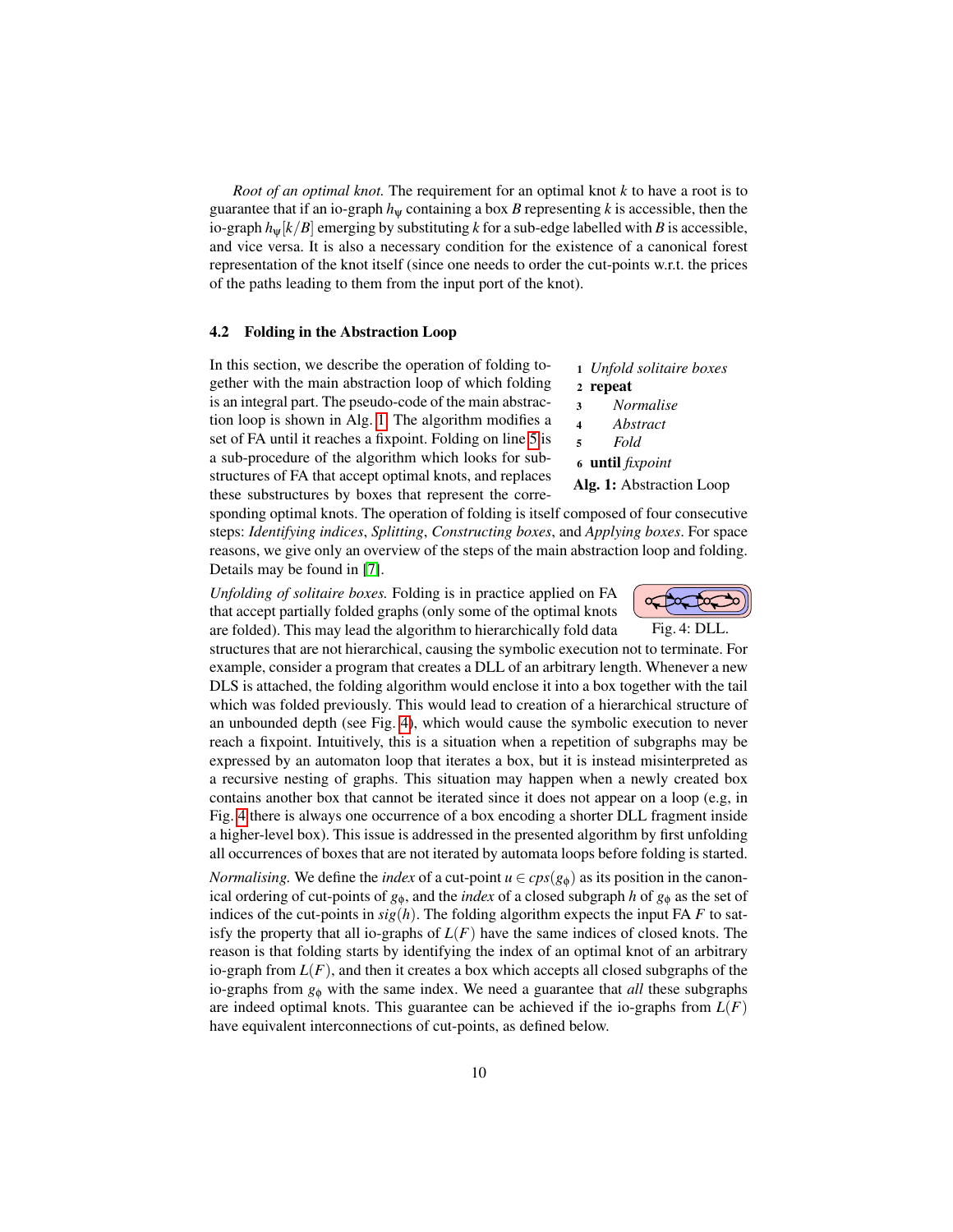*Root of an optimal knot.* The requirement for an optimal knot $k$ to have a root is to guarantee that if an io-graph $h_\psi$ containing a box $B$ representing $k$ is accessible, then the io-graph $h_\psi[k/B]$ emerging by substituting $k$ for a sub-edge labelled with $B$ is accessible, and vice versa. It is also a necessary condition for the existence of a canonical forest representation of the knot itself (since one needs to order the cut-points w.r.t. the prices of the paths leading to them from the input port of the knot).

### 4.2 Folding in the Abstraction Loop

In this section, we describe the operation of folding together with the main abstraction loop of which folding is an integral part. The pseudo-code of the main abstraction loop is shown in Alg. 1. The algorithm modifies a set of FA until it reaches a fixpoint. Folding on line 5 is a sub-procedure of the algorithm which looks for substructures of FA that accept optimal knots, and replaces these substructures by boxes that represent the corresponding optimal knots. The operation of folding is itself composed of four consecutive steps: *Identifying indices*, *Splitting*, *Constructing boxes*, and *Applying boxes*. For space reasons, we give only an overview of the steps of the main abstraction loop and folding. Details may be found in [7].

```
1 Unfold solitaire boxes
2 repeat
3     Normalise
4     Abstract
5     Fold
6 until fixpoint
```

**Alg. 1:** Abstraction Loop

*Unfolding of solitaire boxes.* Folding is in practice applied on FA that accept partially folded graphs (only some of the optimal knots are folded). This may lead the algorithm to hierarchically fold data structures that are not hierarchical, causing the symbolic execution not to terminate. For example, consider a program that creates a DLL of an arbitrary length. Whenever a new DLS is attached, the folding algorithm would enclose it into a box together with the tail which was folded previously. This would lead to creation of a hierarchical structure of an unbounded depth (see Fig. 4), which would cause the symbolic execution to never reach a fixpoint. Intuitively, this is a situation when a repetition of subgraphs may be expressed by an automaton loop that iterates a box, but it is instead misinterpreted as a recursive nesting of graphs. This situation may happen when a newly created box contains another box that cannot be iterated since it does not appear on a loop (e.g, in Fig. 4 there is always one occurrence of a box encoding a shorter DLL fragment inside a higher-level box). This issue is addressed in the presented algorithm by first unfolding all occurrences of boxes that are not iterated by automata loops before folding is started.

Fig. 4: DLL.

*Normalising.* We define the *index* of a cut-point $u \in cps(g_\phi)$ as its position in the canonical ordering of cut-points of $g_\phi$, and the *index* of a closed subgraph $h$ of $g_\phi$ as the set of indices of the cut-points in $sig(h)$. The folding algorithm expects the input FA $F$ to satisfy the property that all io-graphs of $L(F)$ have the same indices of closed knots. The reason is that folding starts by identifying the index of an optimal knot of an arbitrary io-graph from $L(F)$, and then it creates a box which accepts all closed subgraphs of the io-graphs from $g_\phi$ with the same index. We need a guarantee that *all* these subgraphs are indeed optimal knots. This guarantee can be achieved if the io-graphs from $L(F)$ have equivalent interconnections of cut-points, as defined below.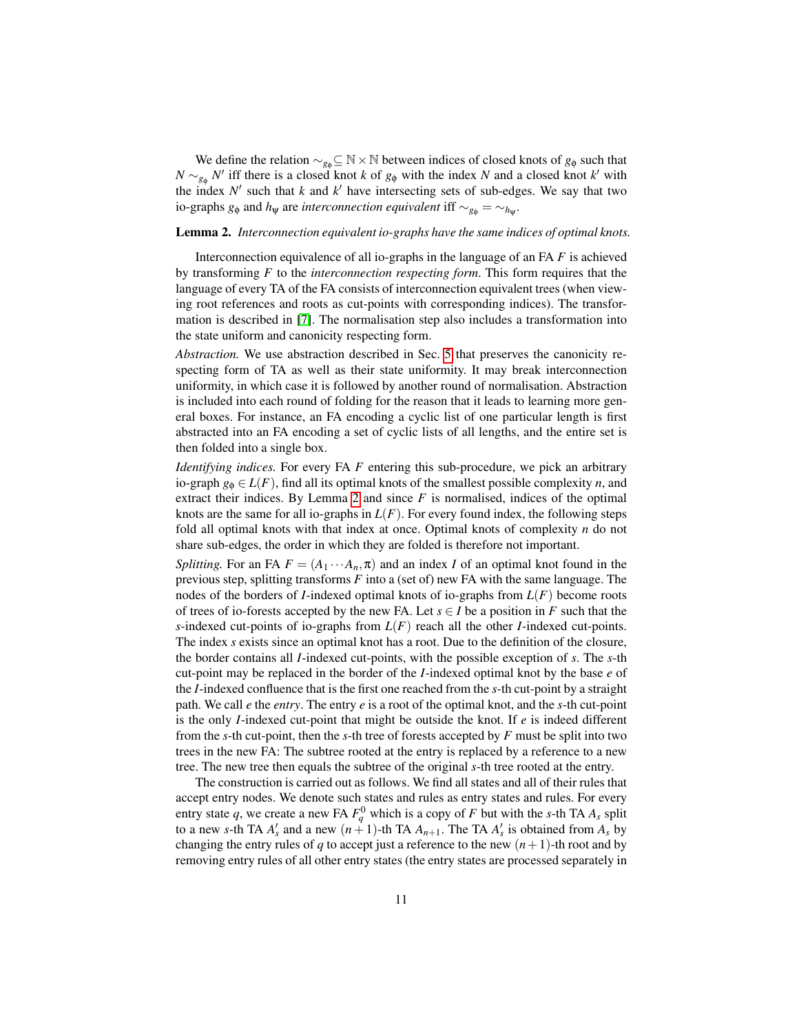We define the relation $\sim_{g_\phi} \subseteq \mathbb{N} \times \mathbb{N}$ between indices of closed knots of $g_\phi$ such that $N \sim_{g_\phi} N'$ iff there is a closed knot $k$ of $g_\phi$ with the index $N$ and a closed knot $k'$ with the index $N'$ such that $k$ and $k'$ have intersecting sets of sub-edges. We say that two io-graphs $g_\phi$ and $h_\psi$ are *interconnection equivalent* iff $\sim_{g_\phi} = \sim_{h_\psi}$.

**Lemma 2.** *Interconnection equivalent io-graphs have the same indices of optimal knots.*

Interconnection equivalence of all io-graphs in the language of an FA $F$ is achieved by transforming $F$ to the *interconnection respecting form*. This form requires that the language of every TA of the FA consists of interconnection equivalent trees (when viewing root references and roots as cut-points with corresponding indices). The transformation is described in [7]. The normalisation step also includes a transformation into the state uniform and canonicity respecting form.

*Abstraction.* We use abstraction described in Sec. 5 that preserves the canonicity respecting form of TA as well as their state uniformity. It may break interconnection uniformity, in which case it is followed by another round of normalisation. Abstraction is included into each round of folding for the reason that it leads to learning more general boxes. For instance, an FA encoding a cyclic list of one particular length is first abstracted into an FA encoding a set of cyclic lists of all lengths, and the entire set is then folded into a single box.

*Identifying indices.* For every FA $F$ entering this sub-procedure, we pick an arbitrary io-graph $g_\phi \in L(F)$, find all its optimal knots of the smallest possible complexity $n$, and extract their indices. By Lemma 2 and since $F$ is normalised, indices of the optimal knots are the same for all io-graphs in $L(F)$. For every found index, the following steps fold all optimal knots with that index at once. Optimal knots of complexity $n$ do not share sub-edges, the order in which they are folded is therefore not important.

*Splitting.* For an FA $F = (A_1 \cdots A_n, \pi)$ and an index $I$ of an optimal knot found in the previous step, splitting transforms $F$ into a (set of) new FA with the same language. The nodes of the borders of $I$-indexed optimal knots of io-graphs from $L(F)$ become roots of trees of io-forests accepted by the new FA. Let $s \in I$ be a position in $F$ such that the $s$-indexed cut-points of io-graphs from $L(F)$ reach all the other $I$-indexed cut-points. The index $s$ exists since an optimal knot has a root. Due to the definition of the closure, the border contains all $I$-indexed cut-points, with the possible exception of $s$. The $s$-th cut-point may be replaced in the border of the $I$-indexed optimal knot by the base $e$ of the $I$-indexed confluence that is the first one reached from the $s$-th cut-point by a straight path. We call $e$ the *entry*. The entry $e$ is a root of the optimal knot, and the $s$-th cut-point is the only $I$-indexed cut-point that might be outside the knot. If $e$ is indeed different from the $s$-th cut-point, then the $s$-th tree of forests accepted by $F$ must be split into two trees in the new FA: The subtree rooted at the entry is replaced by a reference to a new tree. The new tree then equals the subtree of the original $s$-th tree rooted at the entry.

The construction is carried out as follows. We find all states and all of their rules that accept entry nodes. We denote such states and rules as entry states and rules. For every entry state $q$, we create a new FA $F_q^0$ which is a copy of $F$ but with the $s$-th TA $A_s$ split to a new $s$-th TA $A'_s$ and a new $(n+1)$-th TA $A_{n+1}$. The TA $A'_s$ is obtained from $A_s$ by changing the entry rules of $q$ to accept just a reference to the new $(n+1)$-th root and by removing entry rules of all other entry states (the entry states are processed separately in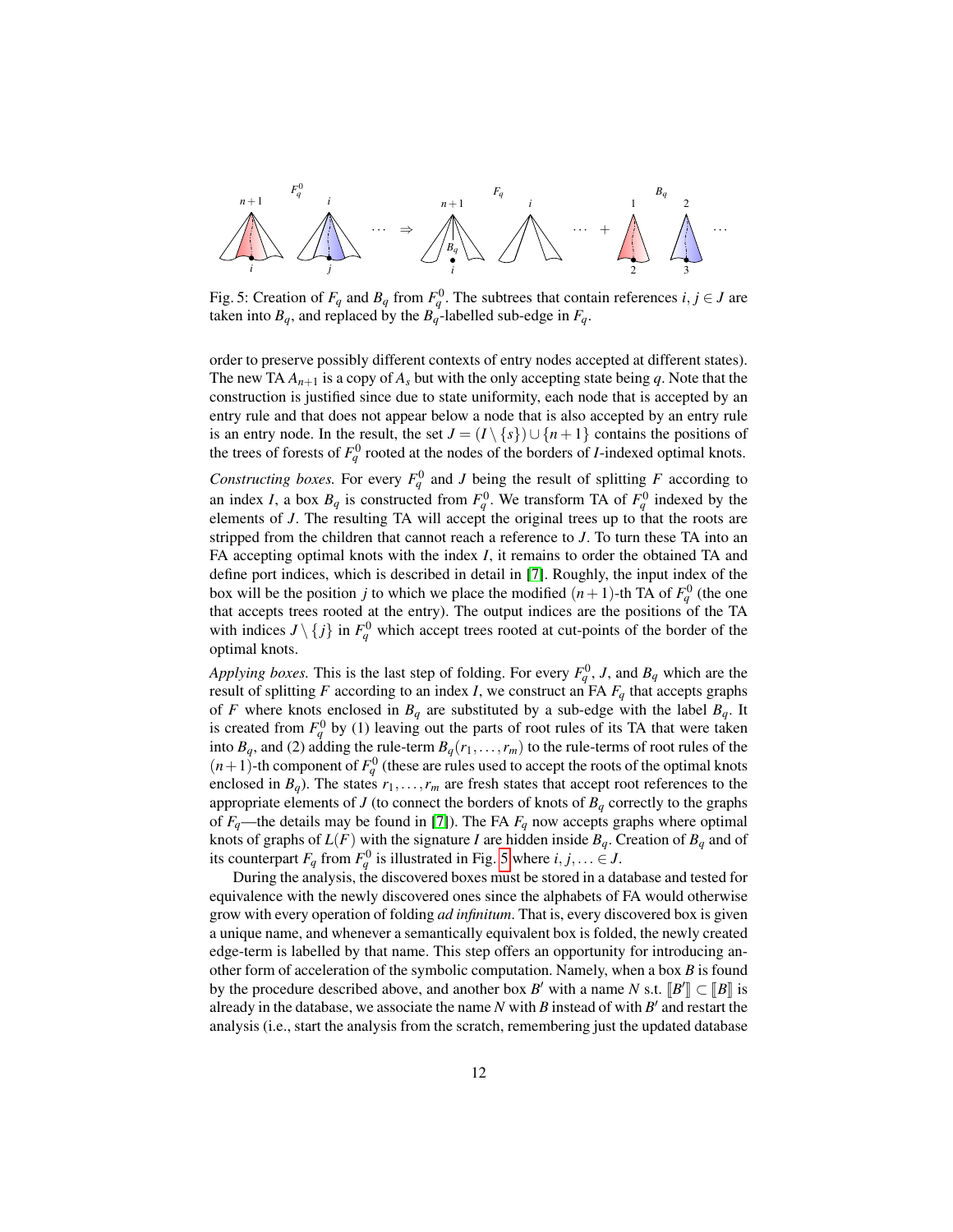Fig. 5: Creation of $F_q$ and $B_q$ from $F_q^0$. The subtrees that contain references $i, j \in J$ are taken into $B_q$, and replaced by the $B_q$-labelled sub-edge in $F_q$.

order to preserve possibly different contexts of entry nodes accepted at different states). The new TA $A_{n+1}$ is a copy of $A_s$ but with the only accepting state being $q$. Note that the construction is justified since due to state uniformity, each node that is accepted by an entry rule and that does not appear below a node that is also accepted by an entry rule is an entry node. In the result, the set $J = (I \setminus \{s\}) \cup \{n+1\}$ contains the positions of the trees of forests of $F_q^0$ rooted at the nodes of the borders of $I$-indexed optimal knots.

*Constructing boxes.* For every $F_q^0$ and $J$ being the result of splitting $F$ according to an index $I$, a box $B_q$ is constructed from $F_q^0$. We transform TA of $F_q^0$ indexed by the elements of $J$. The resulting TA will accept the original trees up to that the roots are stripped from the children that cannot reach a reference to $J$. To turn these TA into an FA accepting optimal knots with the index $I$, it remains to order the obtained TA and define port indices, which is described in detail in [7]. Roughly, the input index of the box will be the position $j$ to which we place the modified $(n+1)$-th TA of $F_q^0$ (the one that accepts trees rooted at the entry). The output indices are the positions of the TA with indices $J \setminus \{j\}$ in $F_q^0$ which accept trees rooted at cut-points of the border of the optimal knots.

*Applying boxes.* This is the last step of folding. For every $F_q^0$, $J$, and $B_q$ which are the result of splitting $F$ according to an index $I$, we construct an FA $F_q$ that accepts graphs of $F$ where knots enclosed in $B_q$ are substituted by a sub-edge with the label $B_q$. It is created from $F_q^0$ by (1) leaving out the parts of root rules of its TA that were taken into $B_q$, and (2) adding the rule-term $B_q(r_1, \ldots, r_m)$ to the rule-terms of root rules of the $(n+1)$-th component of $F_q^0$ (these are rules used to accept the roots of the optimal knots enclosed in $B_q$). The states $r_1, \ldots, r_m$ are fresh states that accept root references to the appropriate elements of $J$ (to connect the borders of knots of $B_q$ correctly to the graphs of $F_q$—the details may be found in [7]). The FA $F_q$ now accepts graphs where optimal knots of graphs of $L(F)$ with the signature $I$ are hidden inside $B_q$. Creation of $B_q$ and of its counterpart $F_q$ from $F_q^0$ is illustrated in Fig. 5 where $i, j, \ldots \in J$.

During the analysis, the discovered boxes must be stored in a database and tested for equivalence with the newly discovered ones since the alphabets of FA would otherwise grow with every operation of folding *ad infinitum*. That is, every discovered box is given a unique name, and whenever a semantically equivalent box is folded, the newly created edge-term is labelled by that name. This step offers an opportunity for introducing another form of acceleration of the symbolic computation. Namely, when a box $B$ is found by the procedure described above, and another box $B'$ with a name $N$ s.t. $[\![B']\!] \subset [\![B]\!]$ is already in the database, we associate the name $N$ with $B$ instead of with $B'$ and restart the analysis (i.e., start the analysis from the scratch, remembering just the updated database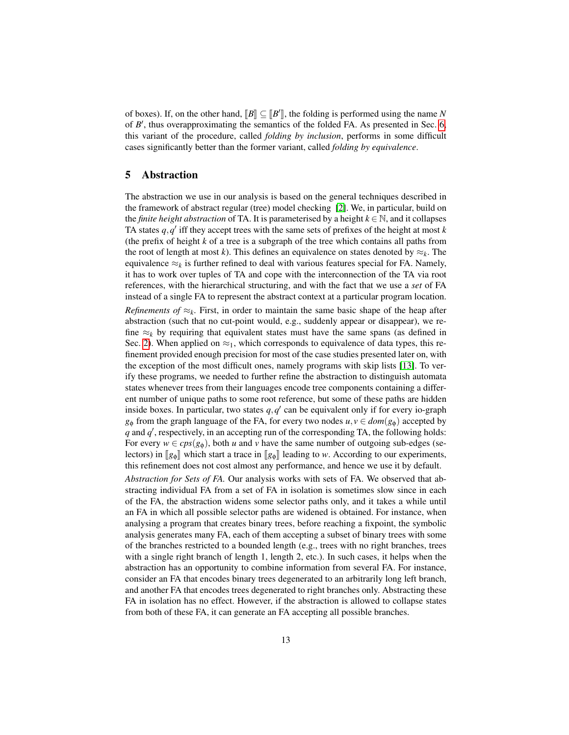of boxes). If, on the other hand, $[\![B]\!] \subseteq [\![B']\!]$, the folding is performed using the name $N$ of $B'$, thus overapproximating the semantics of the folded FA. As presented in Sec. 6, this variant of the procedure, called *folding by inclusion*, performs in some difficult cases significantly better than the former variant, called *folding by equivalence*.

## 5 Abstraction

The abstraction we use in our analysis is based on the general techniques described in the framework of abstract regular (tree) model checking [2]. We, in particular, build on the *finite height abstraction* of TA. It is parameterised by a height $k \in \mathbb{N}$, and it collapses TA states $q, q'$ iff they accept trees with the same sets of prefixes of the height at most $k$ (the prefix of height $k$ of a tree is a subgraph of the tree which contains all paths from the root of length at most $k$). This defines an equivalence on states denoted by $\approx_k$. The equivalence $\approx_k$ is further refined to deal with various features special for FA. Namely, it has to work over tuples of TA and cope with the interconnection of the TA via root references, with the hierarchical structuring, and with the fact that we use a *set* of FA instead of a single FA to represent the abstract context at a particular program location.

*Refinements of* $\approx_k$. First, in order to maintain the same basic shape of the heap after abstraction (such that no cut-point would, e.g., suddenly appear or disappear), we refine $\approx_k$ by requiring that equivalent states must have the same spans (as defined in Sec. 2). When applied on $\approx_1$, which corresponds to equivalence of data types, this refinement provided enough precision for most of the case studies presented later on, with the exception of the most difficult ones, namely programs with skip lists [13]. To verify these programs, we needed to further refine the abstraction to distinguish automata states whenever trees from their languages encode tree components containing a different number of unique paths to some root reference, but some of these paths are hidden inside boxes. In particular, two states $q, q'$ can be equivalent only if for every io-graph $g_\phi$ from the graph language of the FA, for every two nodes $u, v \in dom(g_\phi)$ accepted by $q$ and $q'$, respectively, in an accepting run of the corresponding TA, the following holds: For every $w \in cps(g_\phi)$, both $u$ and $v$ have the same number of outgoing sub-edges (selectors) in $[\![g_\phi]\!]$ which start a trace in $[\![g_\phi]\!]$ leading to $w$. According to our experiments, this refinement does not cost almost any performance, and hence we use it by default.

*Abstraction for Sets of FA.* Our analysis works with sets of FA. We observed that abstracting individual FA from a set of FA in isolation is sometimes slow since in each of the FA, the abstraction widens some selector paths only, and it takes a while until an FA in which all possible selector paths are widened is obtained. For instance, when analysing a program that creates binary trees, before reaching a fixpoint, the symbolic analysis generates many FA, each of them accepting a subset of binary trees with some of the branches restricted to a bounded length (e.g., trees with no right branches, trees with a single right branch of length 1, length 2, etc.). In such cases, it helps when the abstraction has an opportunity to combine information from several FA. For instance, consider an FA that encodes binary trees degenerated to an arbitrarily long left branch, and another FA that encodes trees degenerated to right branches only. Abstracting these FA in isolation has no effect. However, if the abstraction is allowed to collapse states from both of these FA, it can generate an FA accepting all possible branches.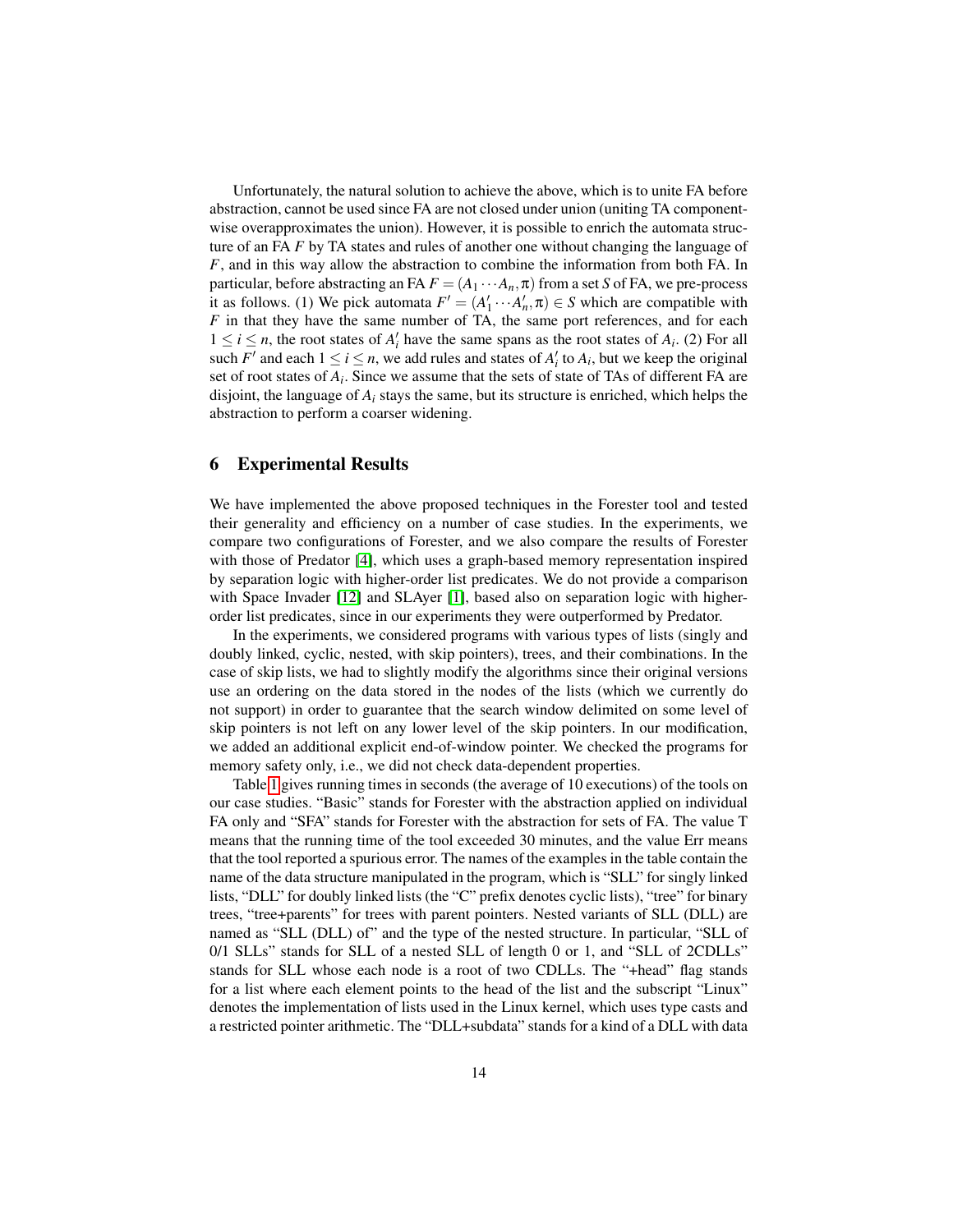Unfortunately, the natural solution to achieve the above, which is to unite FA before abstraction, cannot be used since FA are not closed under union (uniting TA component-wise overapproximates the union). However, it is possible to enrich the automata structure of an FA $F$ by TA states and rules of another one without changing the language of $F$, and in this way allow the abstraction to combine the information from both FA. In particular, before abstracting an FA $F = (A_1 \cdots A_n, \pi)$ from a set $S$ of FA, we pre-process it as follows. (1) We pick automata $F' = (A'_1 \cdots A'_n, \pi) \in S$ which are compatible with $F$ in that they have the same number of TA, the same port references, and for each $1 \leq i \leq n$, the root states of $A'_i$ have the same spans as the root states of $A_i$. (2) For all such $F'$ and each $1 \leq i \leq n$, we add rules and states of $A'_i$ to $A_i$, but we keep the original set of root states of $A_i$. Since we assume that the sets of state of TAs of different FA are disjoint, the language of $A_i$ stays the same, but its structure is enriched, which helps the abstraction to perform a coarser widening.

## 6 Experimental Results

We have implemented the above proposed techniques in the Forester tool and tested their generality and efficiency on a number of case studies. In the experiments, we compare two configurations of Forester, and we also compare the results of Forester with those of Predator [4], which uses a graph-based memory representation inspired by separation logic with higher-order list predicates. We do not provide a comparison with Space Invader [12] and SLAyer [1], based also on separation logic with higher-order list predicates, since in our experiments they were outperformed by Predator.

In the experiments, we considered programs with various types of lists (singly and doubly linked, cyclic, nested, with skip pointers), trees, and their combinations. In the case of skip lists, we had to slightly modify the algorithms since their original versions use an ordering on the data stored in the nodes of the lists (which we currently do not support) in order to guarantee that the search window delimited on some level of skip pointers is not left on any lower level of the skip pointers. In our modification, we added an additional explicit end-of-window pointer. We checked the programs for memory safety only, i.e., we did not check data-dependent properties.

Table 1 gives running times in seconds (the average of 10 executions) of the tools on our case studies. "Basic" stands for Forester with the abstraction applied on individual FA only and "SFA" stands for Forester with the abstraction for sets of FA. The value T means that the running time of the tool exceeded 30 minutes, and the value Err means that the tool reported a spurious error. The names of the examples in the table contain the name of the data structure manipulated in the program, which is "SLL" for singly linked lists, "DLL" for doubly linked lists (the "C" prefix denotes cyclic lists), "tree" for binary trees, "tree+parents" for trees with parent pointers. Nested variants of SLL (DLL) are named as "SLL (DLL) of" and the type of the nested structure. In particular, "SLL of 0/1 SLLs" stands for SLL of a nested SLL of length 0 or 1, and "SLL of 2CDLLs" stands for SLL whose each node is a root of two CDLLs. The "+head" flag stands for a list where each element points to the head of the list and the subscript "Linux" denotes the implementation of lists used in the Linux kernel, which uses type casts and a restricted pointer arithmetic. The "DLL+subdata" stands for a kind of a DLL with data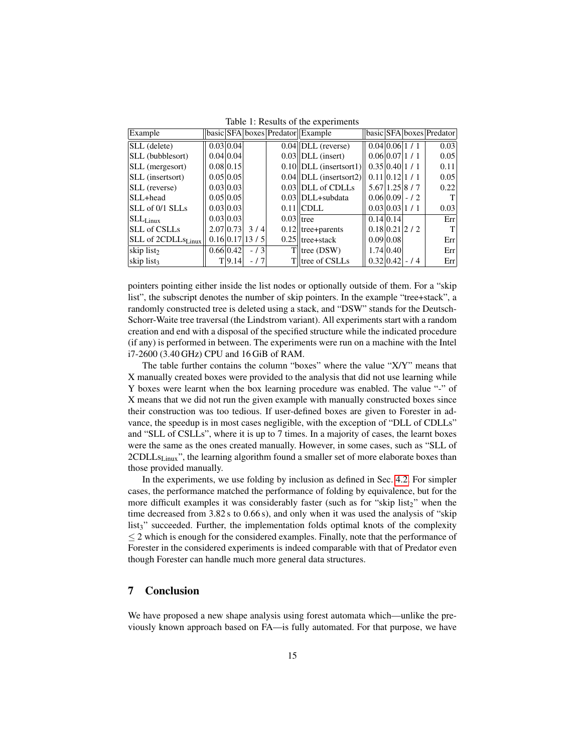Table 1: Results of the experiments

| Example | basic | SFA | boxes | Predator | Example | basic | SFA | boxes | Predator |
|---|---|---|---|---|---|---|---|---|---|
| SLL (delete) | 0.03 | 0.04 | | 0.04 | DLL (reverse) | 0.04 | 0.06 | 1 / 1 | 0.03 |
| SLL (bubblesort) | 0.04 | 0.04 | | 0.03 | DLL (insert) | 0.06 | 0.07 | 1 / 1 | 0.05 |
| SLL (mergesort) | 0.08 | 0.15 | | 0.10 | DLL (insertsort1) | 0.35 | 0.40 | 1 / 1 | 0.11 |
| SLL (insertsort) | 0.05 | 0.05 | | 0.04 | DLL (insertsort2) | 0.11 | 0.12 | 1 / 1 | 0.05 |
| SLL (reverse) | 0.03 | 0.03 | | 0.03 | DLL of CDLLs | 5.67 | 1.25 | 8 / 7 | 0.22 |
| SLL+head | 0.05 | 0.05 | | 0.03 | DLL+subdata | 0.06 | 0.09 | - / 2 | T |
| SLL of 0/1 SLLs | 0.03 | 0.03 | | 0.11 | CDLL | 0.03 | 0.03 | 1 / 1 | 0.03 |
| $\text{SLL}_{\text{Linux}}$ | 0.03 | 0.03 | | 0.03 | tree | 0.14 | 0.14 | | Err |
| SLL of CSLLs | 2.07 | 0.73 | 3 / 4 | 0.12 | tree+parents | 0.18 | 0.21 | 2 / 2 | T |
| SLL of $\text{2CDLLs}_{\text{Linux}}$ | 0.16 | 0.17 | 13 / 5 | 0.25 | tree+stack | 0.09 | 0.08 | | Err |
| skip $\text{list}_2$ | 0.66 | 0.42 | - / 3 | T | tree (DSW) | 1.74 | 0.40 | | Err |
| skip $\text{list}_3$ | T | 9.14 | - / 7 | T | tree of CSLLs | 0.32 | 0.42 | - / 4 | Err |

pointers pointing either inside the list nodes or optionally outside of them. For a "skip list", the subscript denotes the number of skip pointers. In the example "tree+stack", a randomly constructed tree is deleted using a stack, and "DSW" stands for the Deutsch-Schorr-Waite tree traversal (the Lindstrom variant). All experiments start with a random creation and end with a disposal of the specified structure while the indicated procedure (if any) is performed in between. The experiments were run on a machine with the Intel i7-2600 (3.40 GHz) CPU and 16 GiB of RAM.

The table further contains the column "boxes" where the value "X/Y" means that X manually created boxes were provided to the analysis that did not use learning while Y boxes were learnt when the box learning procedure was enabled. The value "-" of X means that we did not run the given example with manually constructed boxes since their construction was too tedious. If user-defined boxes are given to Forester in advance, the speedup is in most cases negligible, with the exception of "DLL of CDLLs" and "SLL of CSLLs", where it is up to 7 times. In a majority of cases, the learnt boxes were the same as the ones created manually. However, in some cases, such as "SLL of $\text{2CDLLs}_{\text{Linux}}$", the learning algorithm found a smaller set of more elaborate boxes than those provided manually.

In the experiments, we use folding by inclusion as defined in Sec. 4.2. For simpler cases, the performance matched the performance of folding by equivalence, but for the more difficult examples it was considerably faster (such as for "skip $\text{list}_2$" when the time decreased from 3.82 s to 0.66 s), and only when it was used the analysis of "skip $\text{list}_3$" succeeded. Further, the implementation folds optimal knots of the complexity $\leq 2$ which is enough for the considered examples. Finally, note that the performance of Forester in the considered experiments is indeed comparable with that of Predator even though Forester can handle much more general data structures.

## 7 Conclusion

We have proposed a new shape analysis using forest automata which—unlike the previously known approach based on FA—is fully automated. For that purpose, we have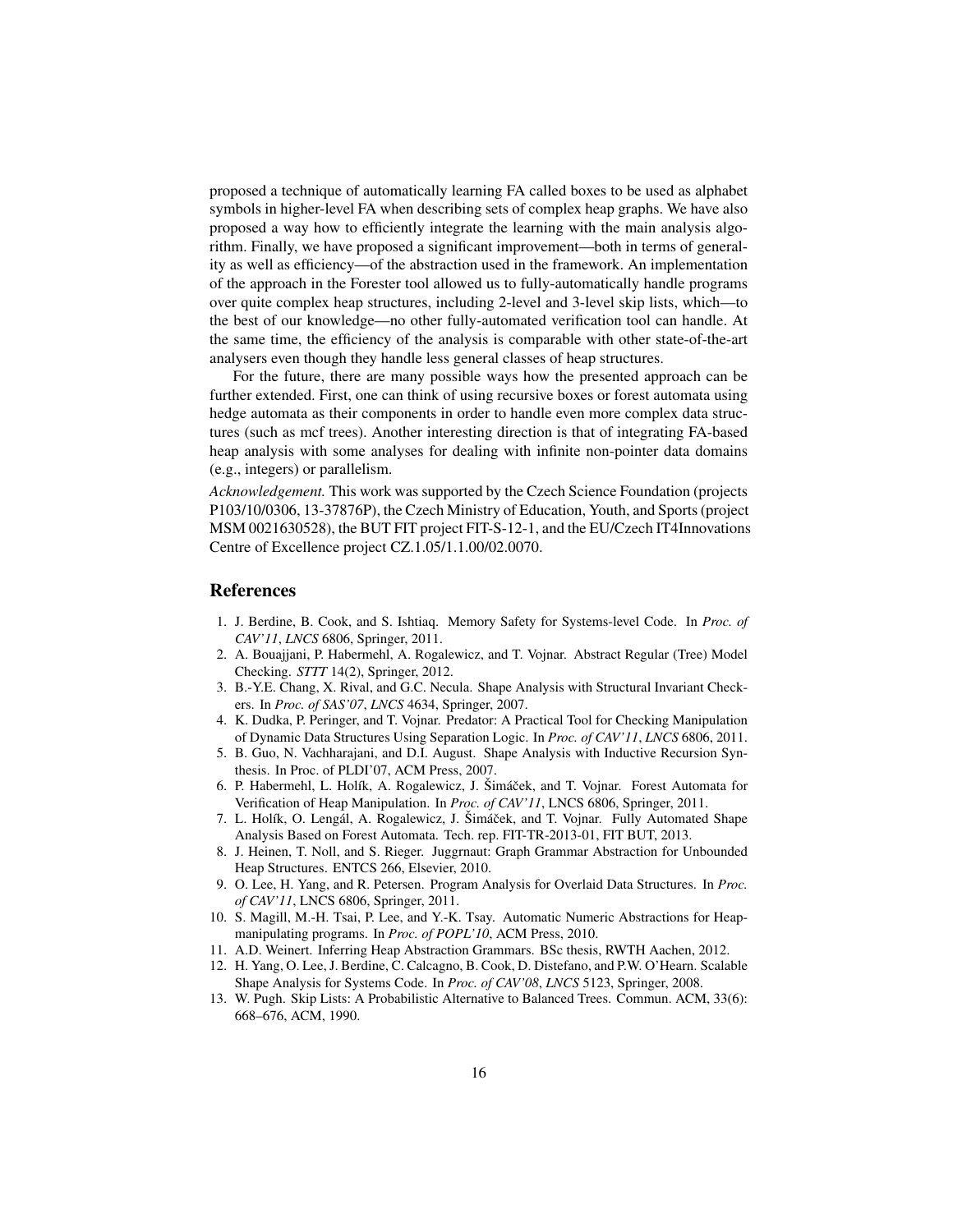proposed a technique of automatically learning FA called boxes to be used as alphabet symbols in higher-level FA when describing sets of complex heap graphs. We have also proposed a way how to efficiently integrate the learning with the main analysis algorithm. Finally, we have proposed a significant improvement—both in terms of generality as well as efficiency—of the abstraction used in the framework. An implementation of the approach in the Forester tool allowed us to fully-automatically handle programs over quite complex heap structures, including 2-level and 3-level skip lists, which—to the best of our knowledge—no other fully-automated verification tool can handle. At the same time, the efficiency of the analysis is comparable with other state-of-the-art analysers even though they handle less general classes of heap structures.

For the future, there are many possible ways how the presented approach can be further extended. First, one can think of using recursive boxes or forest automata using hedge automata as their components in order to handle even more complex data structures (such as mcf trees). Another interesting direction is that of integrating FA-based heap analysis with some analyses for dealing with infinite non-pointer data domains (e.g., integers) or parallelism.

*Acknowledgement.* This work was supported by the Czech Science Foundation (projects P103/10/0306, 13-37876P), the Czech Ministry of Education, Youth, and Sports (project MSM 0021630528), the BUT FIT project FIT-S-12-1, and the EU/Czech IT4Innovations Centre of Excellence project CZ.1.05/1.1.00/02.0070.

## References

1. J. Berdine, B. Cook, and S. Ishtiaq. Memory Safety for Systems-level Code. In *Proc. of CAV'11*, *LNCS* 6806, Springer, 2011.
2. A. Bouajjani, P. Habermehl, A. Rogalewicz, and T. Vojnar. Abstract Regular (Tree) Model Checking. *STTT* 14(2), Springer, 2012.
3. B.-Y.E. Chang, X. Rival, and G.C. Necula. Shape Analysis with Structural Invariant Checkers. In *Proc. of SAS'07*, *LNCS* 4634, Springer, 2007.
4. K. Dudka, P. Peringer, and T. Vojnar. Predator: A Practical Tool for Checking Manipulation of Dynamic Data Structures Using Separation Logic. In *Proc. of CAV'11*, *LNCS* 6806, 2011.
5. B. Guo, N. Vachharajani, and D.I. August. Shape Analysis with Inductive Recursion Synthesis. In Proc. of PLDI'07, ACM Press, 2007.
6. P. Habermehl, L. Holík, A. Rogalewicz, J. Šimáček, and T. Vojnar. Forest Automata for Verification of Heap Manipulation. In *Proc. of CAV'11*, LNCS 6806, Springer, 2011.
7. L. Holík, O. Lengál, A. Rogalewicz, J. Šimáček, and T. Vojnar. Fully Automated Shape Analysis Based on Forest Automata. Tech. rep. FIT-TR-2013-01, FIT BUT, 2013.
8. J. Heinen, T. Noll, and S. Rieger. Juggrnaut: Graph Grammar Abstraction for Unbounded Heap Structures. ENTCS 266, Elsevier, 2010.
9. O. Lee, H. Yang, and R. Petersen. Program Analysis for Overlaid Data Structures. In *Proc. of CAV'11*, LNCS 6806, Springer, 2011.
10. S. Magill, M.-H. Tsai, P. Lee, and Y.-K. Tsay. Automatic Numeric Abstractions for Heap-manipulating programs. In *Proc. of POPL'10*, ACM Press, 2010.
11. A.D. Weinert. Inferring Heap Abstraction Grammars. BSc thesis, RWTH Aachen, 2012.
12. H. Yang, O. Lee, J. Berdine, C. Calcagno, B. Cook, D. Distefano, and P.W. O'Hearn. Scalable Shape Analysis for Systems Code. In *Proc. of CAV'08*, *LNCS* 5123, Springer, 2008.
13. W. Pugh. Skip Lists: A Probabilistic Alternative to Balanced Trees. Commun. ACM, 33(6): 668–676, ACM, 1990.